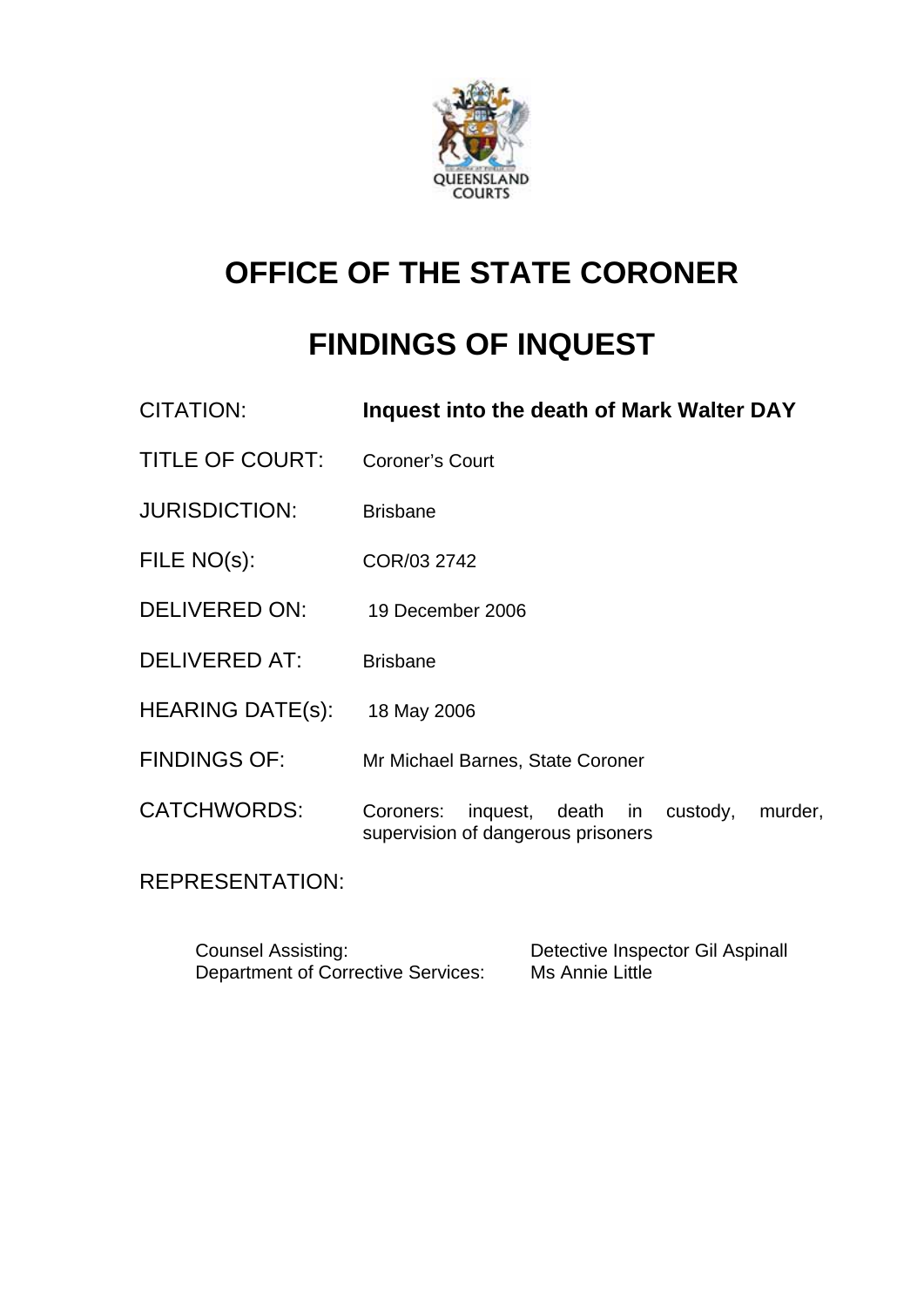QUEENSLAND COURTS

# OFFICE OF THE STATE CORONER

# FINDINGS OF INQUEST

| | |
|---|---|
| CITATION: | **Inquest into the death of Mark Walter DAY** |
| TITLE OF COURT: | Coroner's Court |
| JURISDICTION: | Brisbane |
| FILE NO(s): | COR/03 2742 |
| DELIVERED ON: | 19 December 2006 |
| DELIVERED AT: | Brisbane |
| HEARING DATE(s): | 18 May 2006 |
| FINDINGS OF: | Mr Michael Barnes, State Coroner |
| CATCHWORDS: | Coroners: inquest, death in custody, murder, supervision of dangerous prisoners |

REPRESENTATION:

| | |
|---|---|
| Counsel Assisting: | Detective Inspector Gil Aspinall |
| Department of Corrective Services: | Ms Annie Little |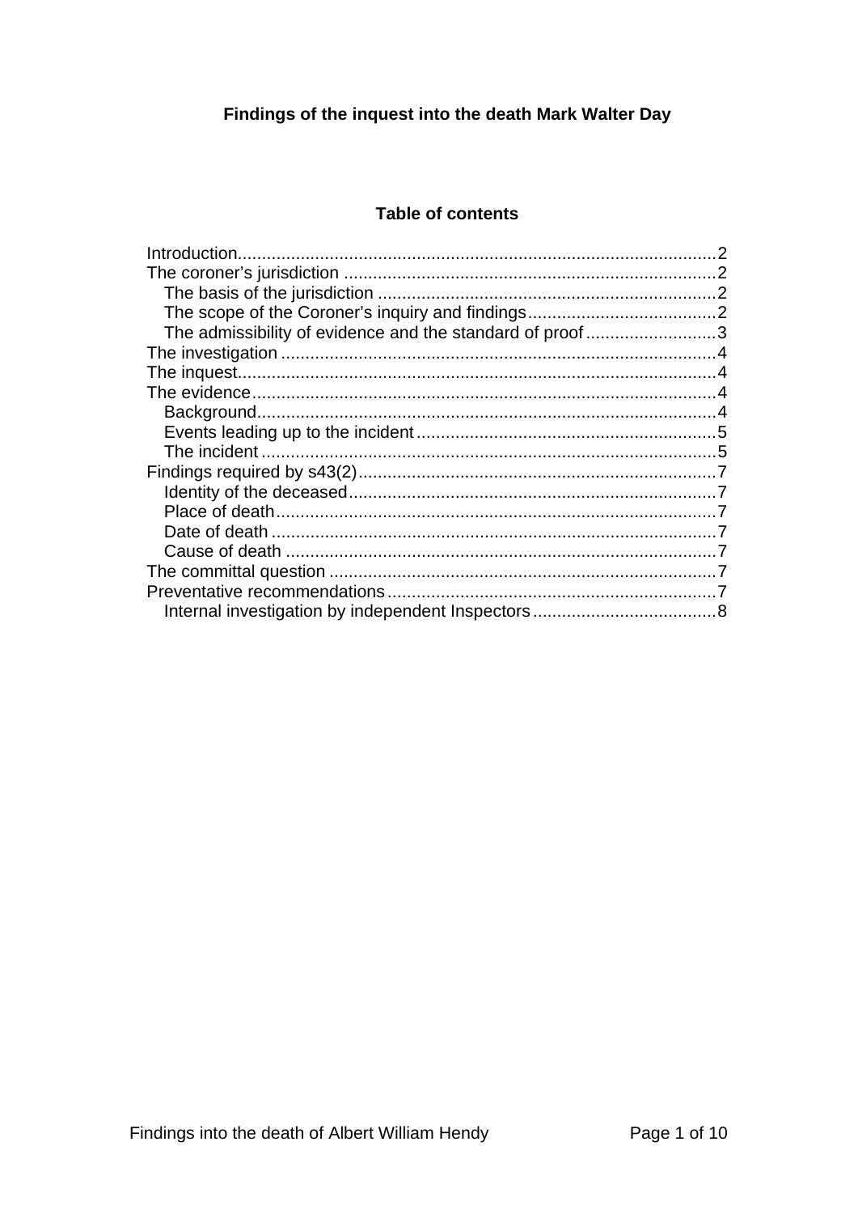**Findings of the inquest into the death Mark Walter Day**

**Table of contents**

Introduction.....2
The coroner's jurisdiction.....2
- The basis of the jurisdiction.....2
- The scope of the Coroner's inquiry and findings.....2
- The admissibility of evidence and the standard of proof.....3

The investigation.....4
The inquest.....4
The evidence.....4
- Background.....4
- Events leading up to the incident.....5
- The incident.....5

Findings required by s43(2).....7
- Identity of the deceased.....7
- Place of death.....7
- Date of death.....7
- Cause of death.....7

The committal question.....7
Preventative recommendations.....7
- Internal investigation by independent Inspectors.....8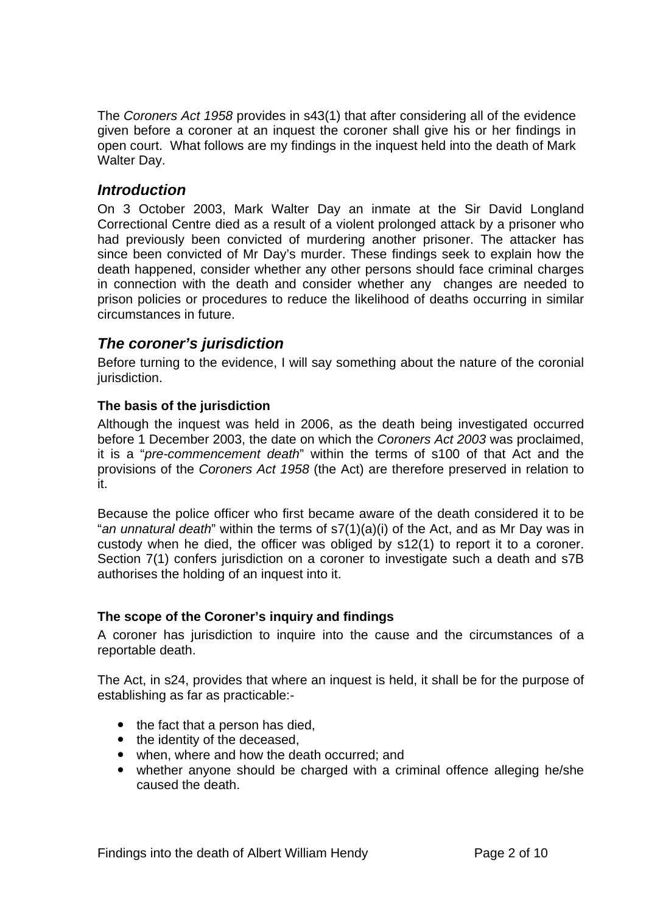The *Coroners Act 1958* provides in s43(1) that after considering all of the evidence given before a coroner at an inquest the coroner shall give his or her findings in open court. What follows are my findings in the inquest held into the death of Mark Walter Day.

## *Introduction*

On 3 October 2003, Mark Walter Day an inmate at the Sir David Longland Correctional Centre died as a result of a violent prolonged attack by a prisoner who had previously been convicted of murdering another prisoner. The attacker has since been convicted of Mr Day's murder. These findings seek to explain how the death happened, consider whether any other persons should face criminal charges in connection with the death and consider whether any changes are needed to prison policies or procedures to reduce the likelihood of deaths occurring in similar circumstances in future.

## *The coroner's jurisdiction*

Before turning to the evidence, I will say something about the nature of the coronial jurisdiction.

### **The basis of the jurisdiction**

Although the inquest was held in 2006, as the death being investigated occurred before 1 December 2003, the date on which the *Coroners Act 2003* was proclaimed, it is a "*pre-commencement death*" within the terms of s100 of that Act and the provisions of the *Coroners Act 1958* (the Act) are therefore preserved in relation to it.

Because the police officer who first became aware of the death considered it to be "*an unnatural death*" within the terms of s7(1)(a)(i) of the Act, and as Mr Day was in custody when he died, the officer was obliged by s12(1) to report it to a coroner. Section 7(1) confers jurisdiction on a coroner to investigate such a death and s7B authorises the holding of an inquest into it.

### **The scope of the Coroner's inquiry and findings**

A coroner has jurisdiction to inquire into the cause and the circumstances of a reportable death.

The Act, in s24, provides that where an inquest is held, it shall be for the purpose of establishing as far as practicable:-

- the fact that a person has died,
- the identity of the deceased,
- when, where and how the death occurred; and
- whether anyone should be charged with a criminal offence alleging he/she caused the death.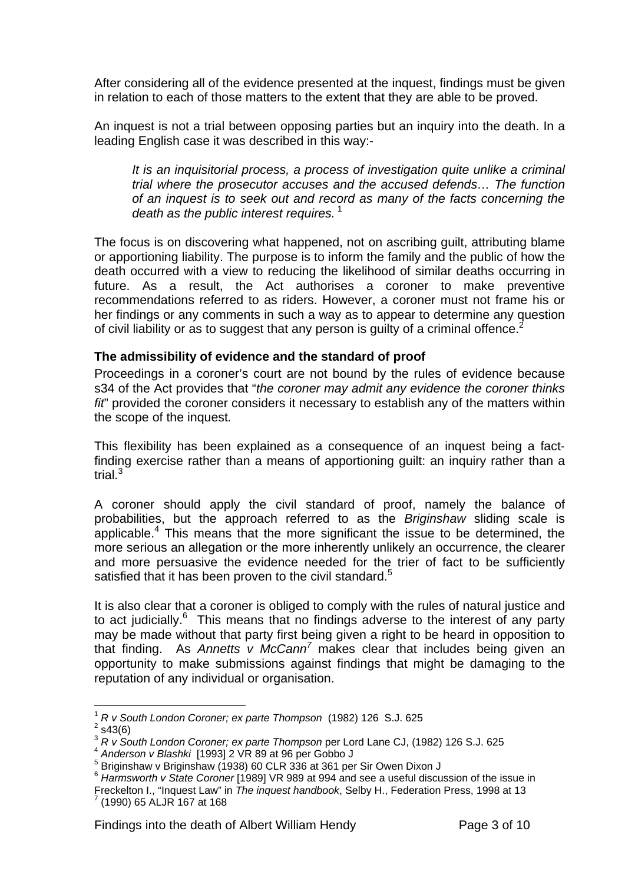After considering all of the evidence presented at the inquest, findings must be given in relation to each of those matters to the extent that they are able to be proved.

An inquest is not a trial between opposing parties but an inquiry into the death. In a leading English case it was described in this way:-

> *It is an inquisitorial process, a process of investigation quite unlike a criminal trial where the prosecutor accuses and the accused defends… The function of an inquest is to seek out and record as many of the facts concerning the death as the public interest requires.* [1]

The focus is on discovering what happened, not on ascribing guilt, attributing blame or apportioning liability. The purpose is to inform the family and the public of how the death occurred with a view to reducing the likelihood of similar deaths occurring in future. As a result, the Act authorises a coroner to make preventive recommendations referred to as riders. However, a coroner must not frame his or her findings or any comments in such a way as to appear to determine any question of civil liability or as to suggest that any person is guilty of a criminal offence.[2]

### The admissibility of evidence and the standard of proof

Proceedings in a coroner's court are not bound by the rules of evidence because s34 of the Act provides that "*the coroner may admit any evidence the coroner thinks fit*" provided the coroner considers it necessary to establish any of the matters within the scope of the inquest.

This flexibility has been explained as a consequence of an inquest being a fact-finding exercise rather than a means of apportioning guilt: an inquiry rather than a trial.[3]

A coroner should apply the civil standard of proof, namely the balance of probabilities, but the approach referred to as the *Briginshaw* sliding scale is applicable.[4] This means that the more significant the issue to be determined, the more serious an allegation or the more inherently unlikely an occurrence, the clearer and more persuasive the evidence needed for the trier of fact to be sufficiently satisfied that it has been proven to the civil standard.[5]

It is also clear that a coroner is obliged to comply with the rules of natural justice and to act judicially.[6] This means that no findings adverse to the interest of any party may be made without that party first being given a right to be heard in opposition to that finding. As *Annetts v McCann*[7] makes clear that includes being given an opportunity to make submissions against findings that might be damaging to the reputation of any individual or organisation.

---

[1] *R v South London Coroner; ex parte Thompson* (1982) 126 S.J. 625
[2] s43(6)
[3] *R v South London Coroner; ex parte Thompson* per Lord Lane CJ, (1982) 126 S.J. 625
[4] *Anderson v Blashki* [1993] 2 VR 89 at 96 per Gobbo J
[5] Briginshaw v Briginshaw (1938) 60 CLR 336 at 361 per Sir Owen Dixon J
[6] *Harmsworth v State Coroner* [1989] VR 989 at 994 and see a useful discussion of the issue in Freckelton I., "Inquest Law" in *The inquest handbook*, Selby H., Federation Press, 1998 at 13
[7] (1990) 65 ALJR 167 at 168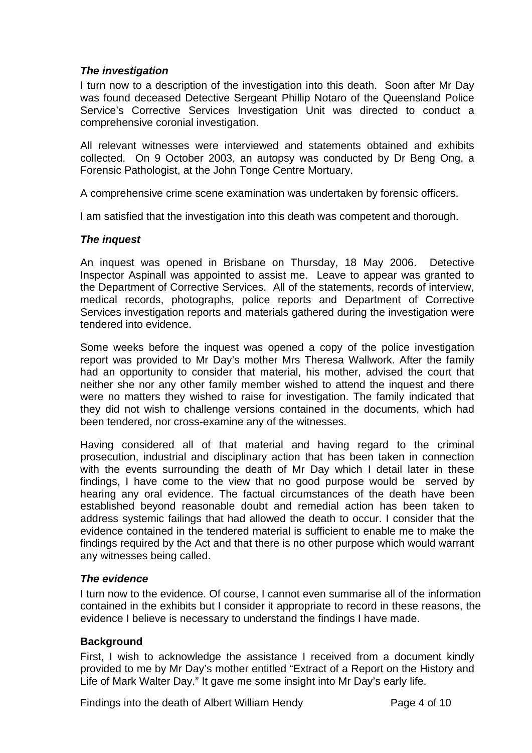### *The investigation*

I turn now to a description of the investigation into this death. Soon after Mr Day was found deceased Detective Sergeant Phillip Notaro of the Queensland Police Service's Corrective Services Investigation Unit was directed to conduct a comprehensive coronial investigation.

All relevant witnesses were interviewed and statements obtained and exhibits collected. On 9 October 2003, an autopsy was conducted by Dr Beng Ong, a Forensic Pathologist, at the John Tonge Centre Mortuary.

A comprehensive crime scene examination was undertaken by forensic officers.

I am satisfied that the investigation into this death was competent and thorough.

### *The inquest*

An inquest was opened in Brisbane on Thursday, 18 May 2006. Detective Inspector Aspinall was appointed to assist me. Leave to appear was granted to the Department of Corrective Services. All of the statements, records of interview, medical records, photographs, police reports and Department of Corrective Services investigation reports and materials gathered during the investigation were tendered into evidence.

Some weeks before the inquest was opened a copy of the police investigation report was provided to Mr Day's mother Mrs Theresa Wallwork. After the family had an opportunity to consider that material, his mother, advised the court that neither she nor any other family member wished to attend the inquest and there were no matters they wished to raise for investigation. The family indicated that they did not wish to challenge versions contained in the documents, which had been tendered, nor cross-examine any of the witnesses.

Having considered all of that material and having regard to the criminal prosecution, industrial and disciplinary action that has been taken in connection with the events surrounding the death of Mr Day which I detail later in these findings, I have come to the view that no good purpose would be served by hearing any oral evidence. The factual circumstances of the death have been established beyond reasonable doubt and remedial action has been taken to address systemic failings that had allowed the death to occur. I consider that the evidence contained in the tendered material is sufficient to enable me to make the findings required by the Act and that there is no other purpose which would warrant any witnesses being called.

### *The evidence*

I turn now to the evidence. Of course, I cannot even summarise all of the information contained in the exhibits but I consider it appropriate to record in these reasons, the evidence I believe is necessary to understand the findings I have made.

#### **Background**

First, I wish to acknowledge the assistance I received from a document kindly provided to me by Mr Day's mother entitled "Extract of a Report on the History and Life of Mark Walter Day." It gave me some insight into Mr Day's early life.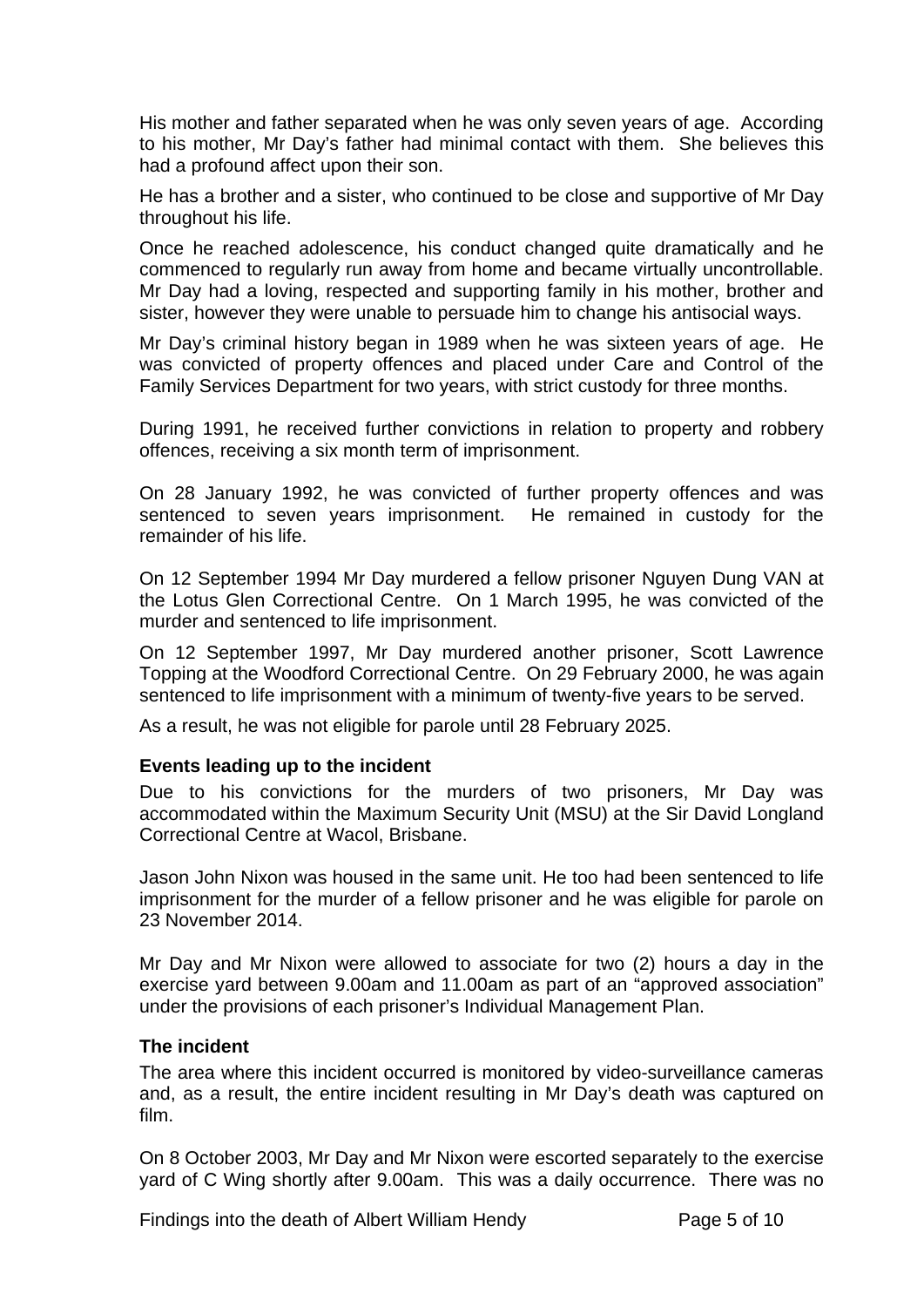His mother and father separated when he was only seven years of age. According to his mother, Mr Day's father had minimal contact with them. She believes this had a profound affect upon their son.

He has a brother and a sister, who continued to be close and supportive of Mr Day throughout his life.

Once he reached adolescence, his conduct changed quite dramatically and he commenced to regularly run away from home and became virtually uncontrollable. Mr Day had a loving, respected and supporting family in his mother, brother and sister, however they were unable to persuade him to change his antisocial ways.

Mr Day's criminal history began in 1989 when he was sixteen years of age. He was convicted of property offences and placed under Care and Control of the Family Services Department for two years, with strict custody for three months.

During 1991, he received further convictions in relation to property and robbery offences, receiving a six month term of imprisonment.

On 28 January 1992, he was convicted of further property offences and was sentenced to seven years imprisonment. He remained in custody for the remainder of his life.

On 12 September 1994 Mr Day murdered a fellow prisoner Nguyen Dung VAN at the Lotus Glen Correctional Centre. On 1 March 1995, he was convicted of the murder and sentenced to life imprisonment.

On 12 September 1997, Mr Day murdered another prisoner, Scott Lawrence Topping at the Woodford Correctional Centre. On 29 February 2000, he was again sentenced to life imprisonment with a minimum of twenty-five years to be served.

As a result, he was not eligible for parole until 28 February 2025.

**Events leading up to the incident**

Due to his convictions for the murders of two prisoners, Mr Day was accommodated within the Maximum Security Unit (MSU) at the Sir David Longland Correctional Centre at Wacol, Brisbane.

Jason John Nixon was housed in the same unit. He too had been sentenced to life imprisonment for the murder of a fellow prisoner and he was eligible for parole on 23 November 2014.

Mr Day and Mr Nixon were allowed to associate for two (2) hours a day in the exercise yard between 9.00am and 11.00am as part of an "approved association" under the provisions of each prisoner's Individual Management Plan.

**The incident**

The area where this incident occurred is monitored by video-surveillance cameras and, as a result, the entire incident resulting in Mr Day's death was captured on film.

On 8 October 2003, Mr Day and Mr Nixon were escorted separately to the exercise yard of C Wing shortly after 9.00am. This was a daily occurrence. There was no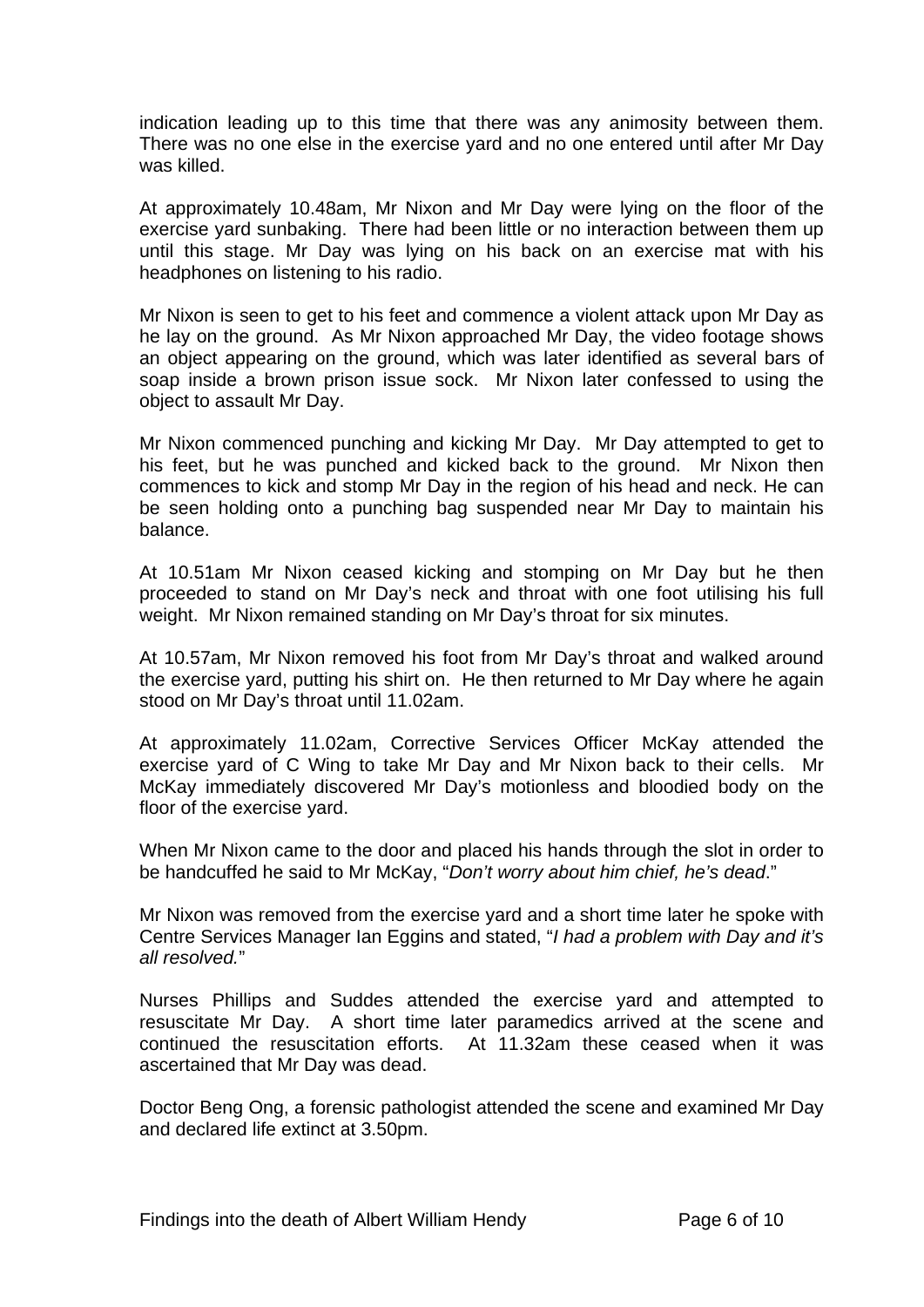indication leading up to this time that there was any animosity between them. There was no one else in the exercise yard and no one entered until after Mr Day was killed.

At approximately 10.48am, Mr Nixon and Mr Day were lying on the floor of the exercise yard sunbaking. There had been little or no interaction between them up until this stage. Mr Day was lying on his back on an exercise mat with his headphones on listening to his radio.

Mr Nixon is seen to get to his feet and commence a violent attack upon Mr Day as he lay on the ground. As Mr Nixon approached Mr Day, the video footage shows an object appearing on the ground, which was later identified as several bars of soap inside a brown prison issue sock. Mr Nixon later confessed to using the object to assault Mr Day.

Mr Nixon commenced punching and kicking Mr Day. Mr Day attempted to get to his feet, but he was punched and kicked back to the ground. Mr Nixon then commences to kick and stomp Mr Day in the region of his head and neck. He can be seen holding onto a punching bag suspended near Mr Day to maintain his balance.

At 10.51am Mr Nixon ceased kicking and stomping on Mr Day but he then proceeded to stand on Mr Day's neck and throat with one foot utilising his full weight. Mr Nixon remained standing on Mr Day's throat for six minutes.

At 10.57am, Mr Nixon removed his foot from Mr Day's throat and walked around the exercise yard, putting his shirt on. He then returned to Mr Day where he again stood on Mr Day's throat until 11.02am.

At approximately 11.02am, Corrective Services Officer McKay attended the exercise yard of C Wing to take Mr Day and Mr Nixon back to their cells. Mr McKay immediately discovered Mr Day's motionless and bloodied body on the floor of the exercise yard.

When Mr Nixon came to the door and placed his hands through the slot in order to be handcuffed he said to Mr McKay, "*Don't worry about him chief, he's dead*."

Mr Nixon was removed from the exercise yard and a short time later he spoke with Centre Services Manager Ian Eggins and stated, "*I had a problem with Day and it's all resolved.*"

Nurses Phillips and Suddes attended the exercise yard and attempted to resuscitate Mr Day. A short time later paramedics arrived at the scene and continued the resuscitation efforts. At 11.32am these ceased when it was ascertained that Mr Day was dead.

Doctor Beng Ong, a forensic pathologist attended the scene and examined Mr Day and declared life extinct at 3.50pm.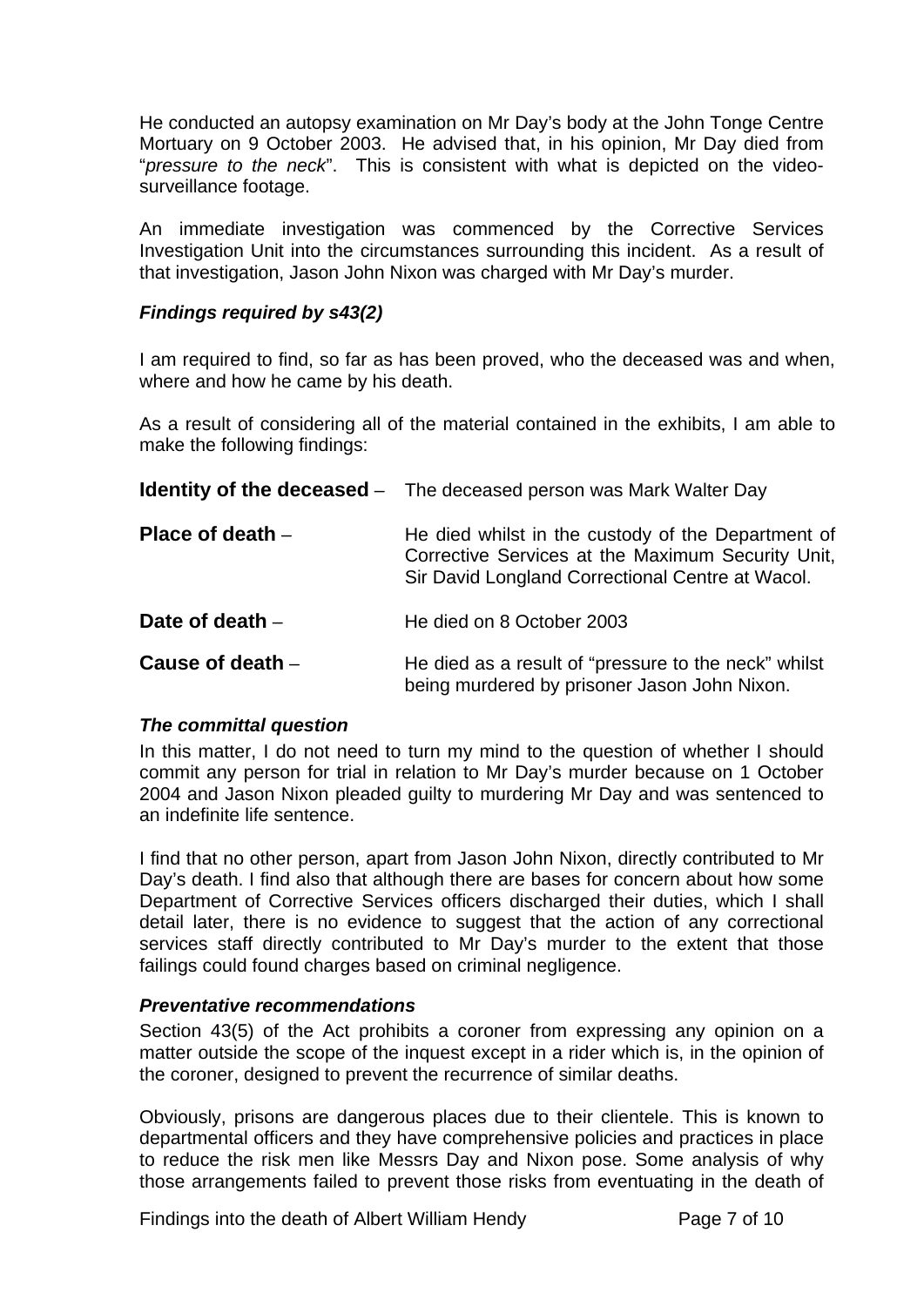He conducted an autopsy examination on Mr Day's body at the John Tonge Centre Mortuary on 9 October 2003. He advised that, in his opinion, Mr Day died from "*pressure to the neck*". This is consistent with what is depicted on the video-surveillance footage.

An immediate investigation was commenced by the Corrective Services Investigation Unit into the circumstances surrounding this incident. As a result of that investigation, Jason John Nixon was charged with Mr Day's murder.

### *Findings required by s43(2)*

I am required to find, so far as has been proved, who the deceased was and when, where and how he came by his death.

As a result of considering all of the material contained in the exhibits, I am able to make the following findings:

**Identity of the deceased** – The deceased person was Mark Walter Day

**Place of death** – He died whilst in the custody of the Department of Corrective Services at the Maximum Security Unit, Sir David Longland Correctional Centre at Wacol.

**Date of death** – He died on 8 October 2003

**Cause of death** – He died as a result of "pressure to the neck" whilst being murdered by prisoner Jason John Nixon.

### *The committal question*

In this matter, I do not need to turn my mind to the question of whether I should commit any person for trial in relation to Mr Day's murder because on 1 October 2004 and Jason Nixon pleaded guilty to murdering Mr Day and was sentenced to an indefinite life sentence.

I find that no other person, apart from Jason John Nixon, directly contributed to Mr Day's death. I find also that although there are bases for concern about how some Department of Corrective Services officers discharged their duties, which I shall detail later, there is no evidence to suggest that the action of any correctional services staff directly contributed to Mr Day's murder to the extent that those failings could found charges based on criminal negligence.

### *Preventative recommendations*

Section 43(5) of the Act prohibits a coroner from expressing any opinion on a matter outside the scope of the inquest except in a rider which is, in the opinion of the coroner, designed to prevent the recurrence of similar deaths.

Obviously, prisons are dangerous places due to their clientele. This is known to departmental officers and they have comprehensive policies and practices in place to reduce the risk men like Messrs Day and Nixon pose. Some analysis of why those arrangements failed to prevent those risks from eventuating in the death of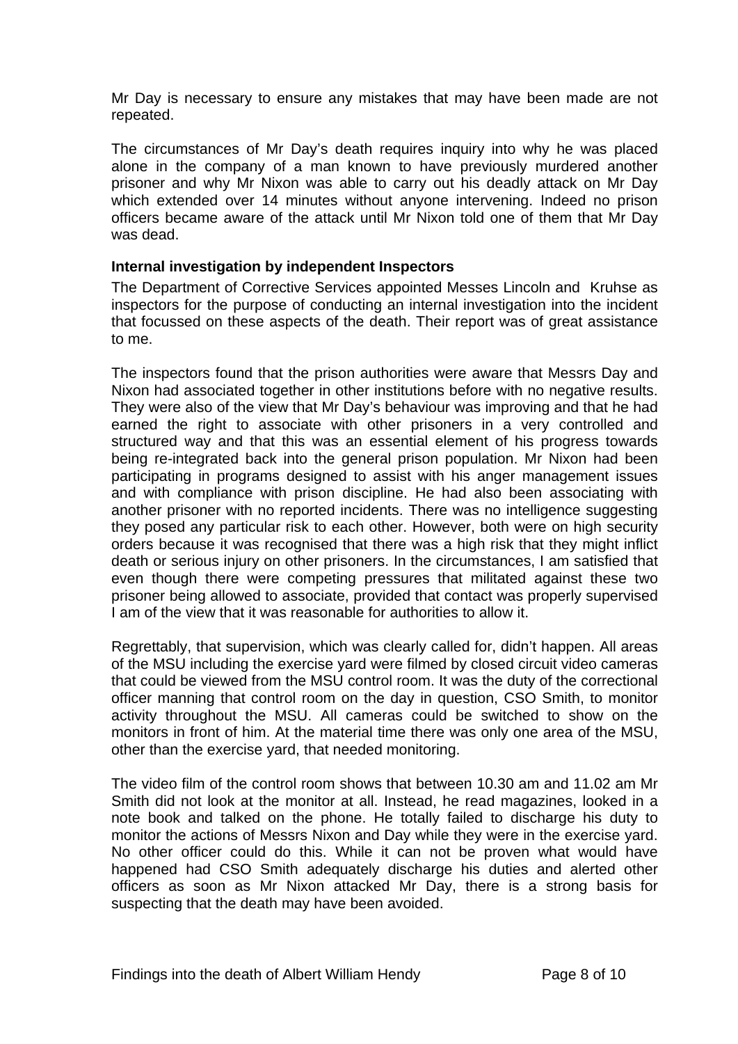Mr Day is necessary to ensure any mistakes that may have been made are not repeated.

The circumstances of Mr Day's death requires inquiry into why he was placed alone in the company of a man known to have previously murdered another prisoner and why Mr Nixon was able to carry out his deadly attack on Mr Day which extended over 14 minutes without anyone intervening. Indeed no prison officers became aware of the attack until Mr Nixon told one of them that Mr Day was dead.

**Internal investigation by independent Inspectors**

The Department of Corrective Services appointed Messes Lincoln and Kruhse as inspectors for the purpose of conducting an internal investigation into the incident that focussed on these aspects of the death. Their report was of great assistance to me.

The inspectors found that the prison authorities were aware that Messrs Day and Nixon had associated together in other institutions before with no negative results. They were also of the view that Mr Day's behaviour was improving and that he had earned the right to associate with other prisoners in a very controlled and structured way and that this was an essential element of his progress towards being re-integrated back into the general prison population. Mr Nixon had been participating in programs designed to assist with his anger management issues and with compliance with prison discipline. He had also been associating with another prisoner with no reported incidents. There was no intelligence suggesting they posed any particular risk to each other. However, both were on high security orders because it was recognised that there was a high risk that they might inflict death or serious injury on other prisoners. In the circumstances, I am satisfied that even though there were competing pressures that militated against these two prisoner being allowed to associate, provided that contact was properly supervised I am of the view that it was reasonable for authorities to allow it.

Regrettably, that supervision, which was clearly called for, didn't happen. All areas of the MSU including the exercise yard were filmed by closed circuit video cameras that could be viewed from the MSU control room. It was the duty of the correctional officer manning that control room on the day in question, CSO Smith, to monitor activity throughout the MSU. All cameras could be switched to show on the monitors in front of him. At the material time there was only one area of the MSU, other than the exercise yard, that needed monitoring.

The video film of the control room shows that between 10.30 am and 11.02 am Mr Smith did not look at the monitor at all. Instead, he read magazines, looked in a note book and talked on the phone. He totally failed to discharge his duty to monitor the actions of Messrs Nixon and Day while they were in the exercise yard. No other officer could do this. While it can not be proven what would have happened had CSO Smith adequately discharge his duties and alerted other officers as soon as Mr Nixon attacked Mr Day, there is a strong basis for suspecting that the death may have been avoided.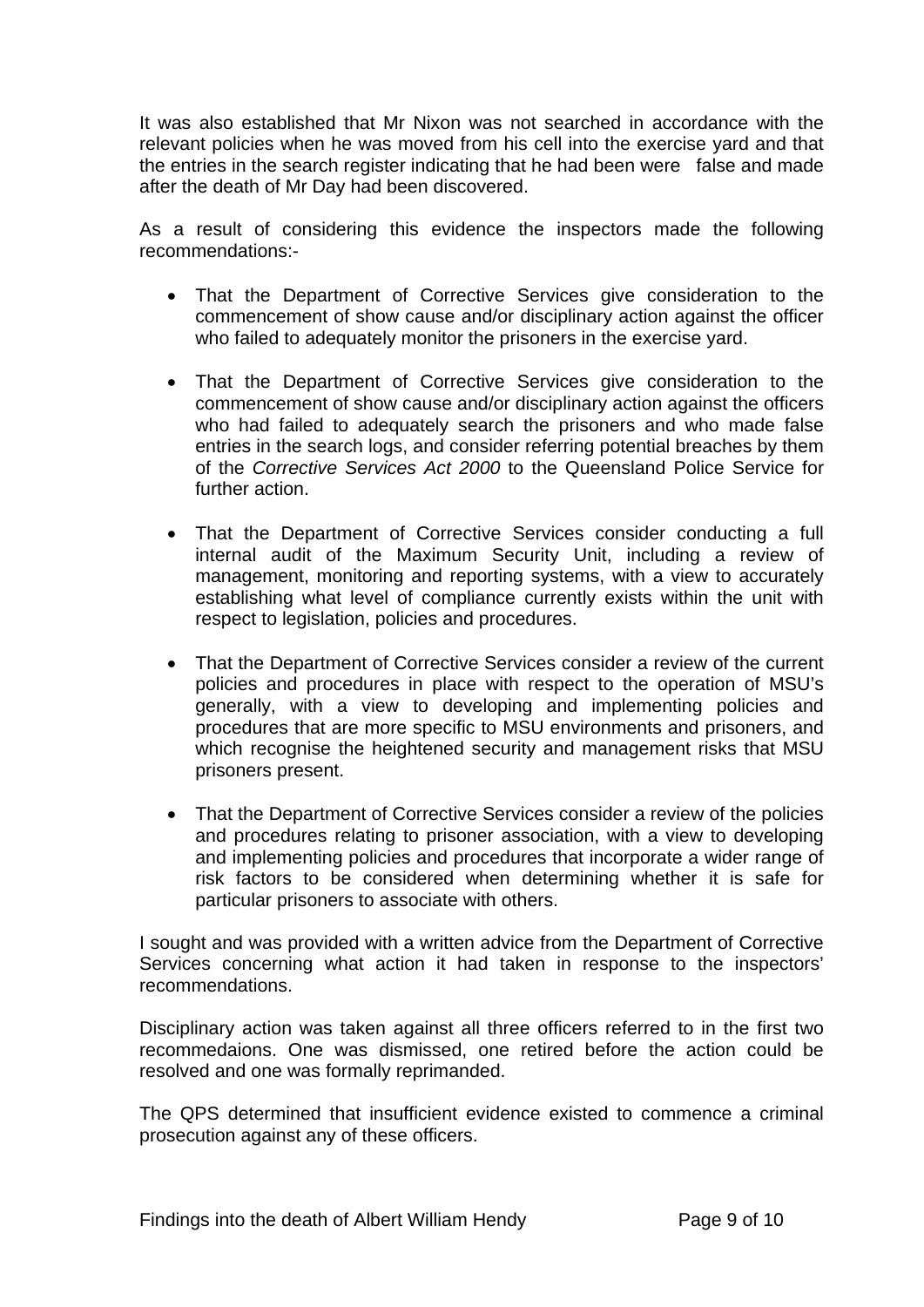It was also established that Mr Nixon was not searched in accordance with the relevant policies when he was moved from his cell into the exercise yard and that the entries in the search register indicating that he had been were false and made after the death of Mr Day had been discovered.

As a result of considering this evidence the inspectors made the following recommendations:-

- That the Department of Corrective Services give consideration to the commencement of show cause and/or disciplinary action against the officer who failed to adequately monitor the prisoners in the exercise yard.

- That the Department of Corrective Services give consideration to the commencement of show cause and/or disciplinary action against the officers who had failed to adequately search the prisoners and who made false entries in the search logs, and consider referring potential breaches by them of the *Corrective Services Act 2000* to the Queensland Police Service for further action.

- That the Department of Corrective Services consider conducting a full internal audit of the Maximum Security Unit, including a review of management, monitoring and reporting systems, with a view to accurately establishing what level of compliance currently exists within the unit with respect to legislation, policies and procedures.

- That the Department of Corrective Services consider a review of the current policies and procedures in place with respect to the operation of MSU's generally, with a view to developing and implementing policies and procedures that are more specific to MSU environments and prisoners, and which recognise the heightened security and management risks that MSU prisoners present.

- That the Department of Corrective Services consider a review of the policies and procedures relating to prisoner association, with a view to developing and implementing policies and procedures that incorporate a wider range of risk factors to be considered when determining whether it is safe for particular prisoners to associate with others.

I sought and was provided with a written advice from the Department of Corrective Services concerning what action it had taken in response to the inspectors' recommendations.

Disciplinary action was taken against all three officers referred to in the first two recommedaions. One was dismissed, one retired before the action could be resolved and one was formally reprimanded.

The QPS determined that insufficient evidence existed to commence a criminal prosecution against any of these officers.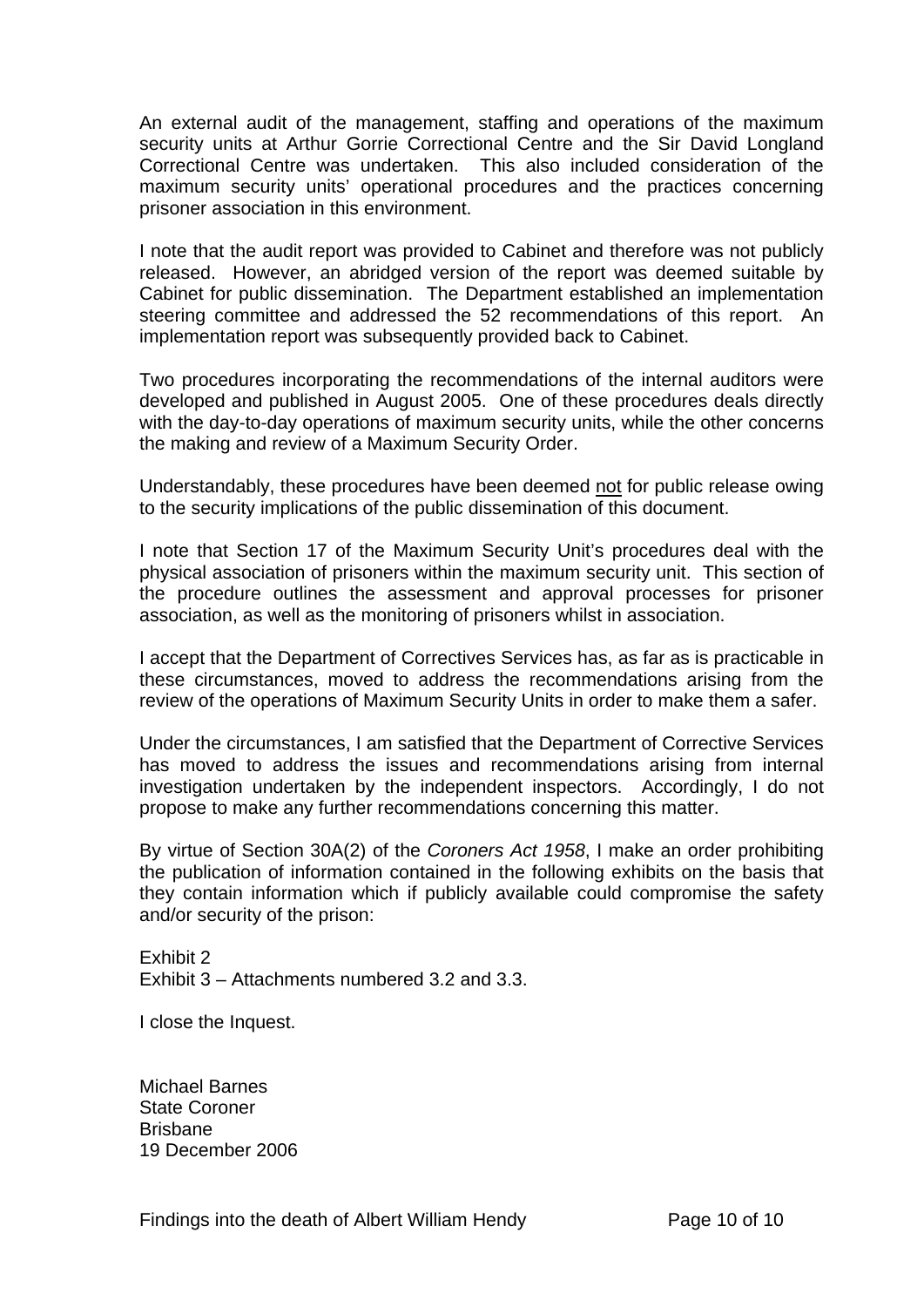An external audit of the management, staffing and operations of the maximum security units at Arthur Gorrie Correctional Centre and the Sir David Longland Correctional Centre was undertaken. This also included consideration of the maximum security units' operational procedures and the practices concerning prisoner association in this environment.

I note that the audit report was provided to Cabinet and therefore was not publicly released. However, an abridged version of the report was deemed suitable by Cabinet for public dissemination. The Department established an implementation steering committee and addressed the 52 recommendations of this report. An implementation report was subsequently provided back to Cabinet.

Two procedures incorporating the recommendations of the internal auditors were developed and published in August 2005. One of these procedures deals directly with the day-to-day operations of maximum security units, while the other concerns the making and review of a Maximum Security Order.

Understandably, these procedures have been deemed <u>not</u> for public release owing to the security implications of the public dissemination of this document.

I note that Section 17 of the Maximum Security Unit's procedures deal with the physical association of prisoners within the maximum security unit. This section of the procedure outlines the assessment and approval processes for prisoner association, as well as the monitoring of prisoners whilst in association.

I accept that the Department of Correctives Services has, as far as is practicable in these circumstances, moved to address the recommendations arising from the review of the operations of Maximum Security Units in order to make them a safer.

Under the circumstances, I am satisfied that the Department of Corrective Services has moved to address the issues and recommendations arising from internal investigation undertaken by the independent inspectors. Accordingly, I do not propose to make any further recommendations concerning this matter.

By virtue of Section 30A(2) of the *Coroners Act 1958*, I make an order prohibiting the publication of information contained in the following exhibits on the basis that they contain information which if publicly available could compromise the safety and/or security of the prison:

Exhibit 2
Exhibit 3 – Attachments numbered 3.2 and 3.3.

I close the Inquest.

Michael Barnes
State Coroner
Brisbane
19 December 2006